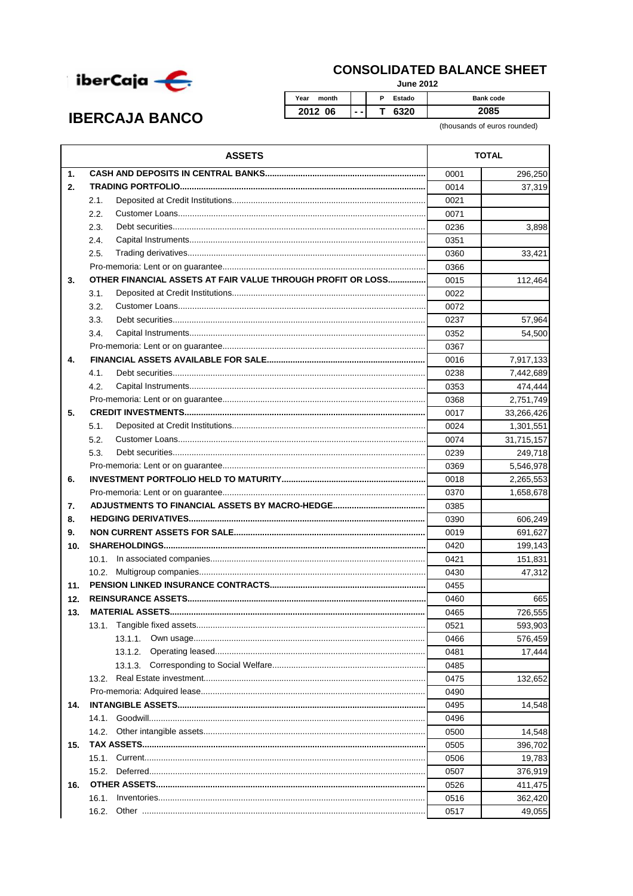# IBERCAJA BANCO

## CONSOLIDATED BALANCE SHEET

**June 2012**

| Year month | | P Estado | Bank code |
|---|---|---|---|
| 2012 06 | - - | T 6320 | 2085 |

(thousands of euros rounded)

| ASSETS | | TOTAL |
|---|---|---|
| **1. CASH AND DEPOSITS IN CENTRAL BANKS** | 0001 | 296,250 |
| **2. TRADING PORTFOLIO** | 0014 | 37,319 |
| 2.1. Deposited at Credit Institutions | 0021 | |
| 2.2. Customer Loans | 0071 | |
| 2.3. Debt securities | 0236 | 3,898 |
| 2.4. Capital Instruments | 0351 | |
| 2.5. Trading derivatives | 0360 | 33,421 |
| Pro-memoria: Lent or on guarantee | 0366 | |
| **3. OTHER FINANCIAL ASSETS AT FAIR VALUE THROUGH PROFIT OR LOSS** | 0015 | 112,464 |
| 3.1. Deposited at Credit Institutions | 0022 | |
| 3.2. Customer Loans | 0072 | |
| 3.3. Debt securities | 0237 | 57,964 |
| 3.4. Capital Instruments | 0352 | 54,500 |
| Pro-memoria: Lent or on guarantee | 0367 | |
| **4. FINANCIAL ASSETS AVAILABLE FOR SALE** | 0016 | 7,917,133 |
| 4.1. Debt securities | 0238 | 7,442,689 |
| 4.2. Capital Instruments | 0353 | 474,444 |
| Pro-memoria: Lent or on guarantee | 0368 | 2,751,749 |
| **5. CREDIT INVESTMENTS** | 0017 | 33,266,426 |
| 5.1. Deposited at Credit Institutions | 0024 | 1,301,551 |
| 5.2. Customer Loans | 0074 | 31,715,157 |
| 5.3. Debt securities | 0239 | 249,718 |
| Pro-memoria: Lent or on guarantee | 0369 | 5,546,978 |
| **6. INVESTMENT PORTFOLIO HELD TO MATURITY** | 0018 | 2,265,553 |
| Pro-memoria: Lent or on guarantee | 0370 | 1,658,678 |
| **7. ADJUSTMENTS TO FINANCIAL ASSETS BY MACRO-HEDGE** | 0385 | |
| **8. HEDGING DERIVATIVES** | 0390 | 606,249 |
| **9. NON CURRENT ASSETS FOR SALE** | 0019 | 691,627 |
| **10. SHAREHOLDINGS** | 0420 | 199,143 |
| 10.1. In associated companies | 0421 | 151,831 |
| 10.2. Multigroup companies | 0430 | 47,312 |
| **11. PENSION LINKED INSURANCE CONTRACTS** | 0455 | |
| **12. REINSURANCE ASSETS** | 0460 | 665 |
| **13. MATERIAL ASSETS** | 0465 | 726,555 |
| 13.1. Tangible fixed assets | 0521 | 593,903 |
| 13.1.1. Own usage | 0466 | 576,459 |
| 13.1.2. Operating leased | 0481 | 17,444 |
| 13.1.3. Corresponding to Social Welfare | 0485 | |
| 13.2. Real Estate investment | 0475 | 132,652 |
| Pro-memoria: Adquired lease | 0490 | |
| **14. INTANGIBLE ASSETS** | 0495 | 14,548 |
| 14.1. Goodwill | 0496 | |
| 14.2. Other intangible assets | 0500 | 14,548 |
| **15. TAX ASSETS** | 0505 | 396,702 |
| 15.1. Current | 0506 | 19,783 |
| 15.2. Deferred | 0507 | 376,919 |
| **16. OTHER ASSETS** | 0526 | 411,475 |
| 16.1. Inventories | 0516 | 362,420 |
| 16.2. Other | 0517 | 49,055 |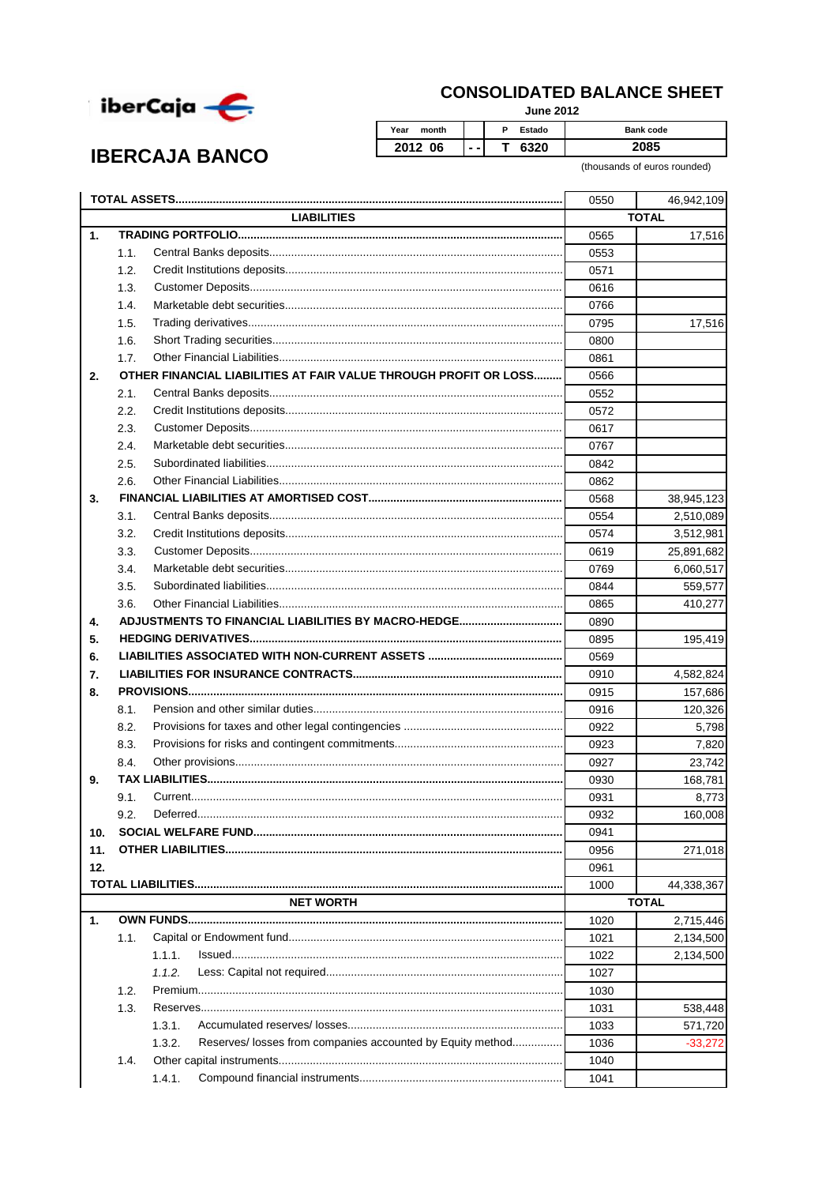iberCaja

# IBERCAJA BANCO

## CONSOLIDATED BALANCE SHEET

**June 2012**

| Year month | | P Estado | Bank code |
|---|---|---|---|
| 2012 06 | - - | T 6320 | 2085 |

(thousands of euros rounded)

| | | | |
|---|---|---|---|
| **TOTAL ASSETS** | | 0550 | 46,942,109 |
| | **LIABILITIES** | | **TOTAL** |
| **1.** | **TRADING PORTFOLIO** | 0565 | 17,516 |
| 1.1. | Central Banks deposits | 0553 | |
| 1.2. | Credit Institutions deposits | 0571 | |
| 1.3. | Customer Deposits | 0616 | |
| 1.4. | Marketable debt securities | 0766 | |
| 1.5. | Trading derivatives | 0795 | 17,516 |
| 1.6. | Short Trading securities | 0800 | |
| 1.7. | Other Financial Liabilities | 0861 | |
| **2.** | **OTHER FINANCIAL LIABILITIES AT FAIR VALUE THROUGH PROFIT OR LOSS** | 0566 | |
| 2.1. | Central Banks deposits | 0552 | |
| 2.2. | Credit Institutions deposits | 0572 | |
| 2.3. | Customer Deposits | 0617 | |
| 2.4. | Marketable debt securities | 0767 | |
| 2.5. | Subordinated liabilities | 0842 | |
| 2.6. | Other Financial Liabilities | 0862 | |
| **3.** | **FINANCIAL LIABILITIES AT AMORTISED COST** | 0568 | 38,945,123 |
| 3.1. | Central Banks deposits | 0554 | 2,510,089 |
| 3.2. | Credit Institutions deposits | 0574 | 3,512,981 |
| 3.3. | Customer Deposits | 0619 | 25,891,682 |
| 3.4. | Marketable debt securities | 0769 | 6,060,517 |
| 3.5. | Subordinated liabilities | 0844 | 559,577 |
| 3.6. | Other Financial Liabilities | 0865 | 410,277 |
| **4.** | **ADJUSTMENTS TO FINANCIAL LIABILITIES BY MACRO-HEDGE** | 0890 | |
| **5.** | **HEDGING DERIVATIVES** | 0895 | 195,419 |
| **6.** | **LIABILITIES ASSOCIATED WITH NON-CURRENT ASSETS** | 0569 | |
| **7.** | **LIABILITIES FOR INSURANCE CONTRACTS** | 0910 | 4,582,824 |
| **8.** | **PROVISIONS** | 0915 | 157,686 |
| 8.1. | Pension and other similar duties | 0916 | 120,326 |
| 8.2. | Provisions for taxes and other legal contingencies | 0922 | 5,798 |
| 8.3. | Provisions for risks and contingent commitments | 0923 | 7,820 |
| 8.4. | Other provisions | 0927 | 23,742 |
| **9.** | **TAX LIABILITIES** | 0930 | 168,781 |
| 9.1. | Current | 0931 | 8,773 |
| 9.2. | Deferred | 0932 | 160,008 |
| **10.** | **SOCIAL WELFARE FUND** | 0941 | |
| **11.** | **OTHER LIABILITIES** | 0956 | 271,018 |
| **12.** | | 0961 | |
| **TOTAL LIABILITIES** | | 1000 | 44,338,367 |
| | **NET WORTH** | | **TOTAL** |
| **1.** | **OWN FUNDS** | 1020 | 2,715,446 |
| 1.1. | Capital or Endowment fund | 1021 | 2,134,500 |
| 1.1.1. | Issued | 1022 | 2,134,500 |
| *1.1.2.* | Less: Capital not required | 1027 | |
| 1.2. | Premium | 1030 | |
| 1.3. | Reserves | 1031 | 538,448 |
| 1.3.1. | Accumulated reserves/ losses | 1033 | 571,720 |
| 1.3.2. | Reserves/ losses from companies accounted by Equity method | 1036 | -33,272 |
| 1.4. | Other capital instruments | 1040 | |
| 1.4.1. | Compound financial instruments | 1041 | |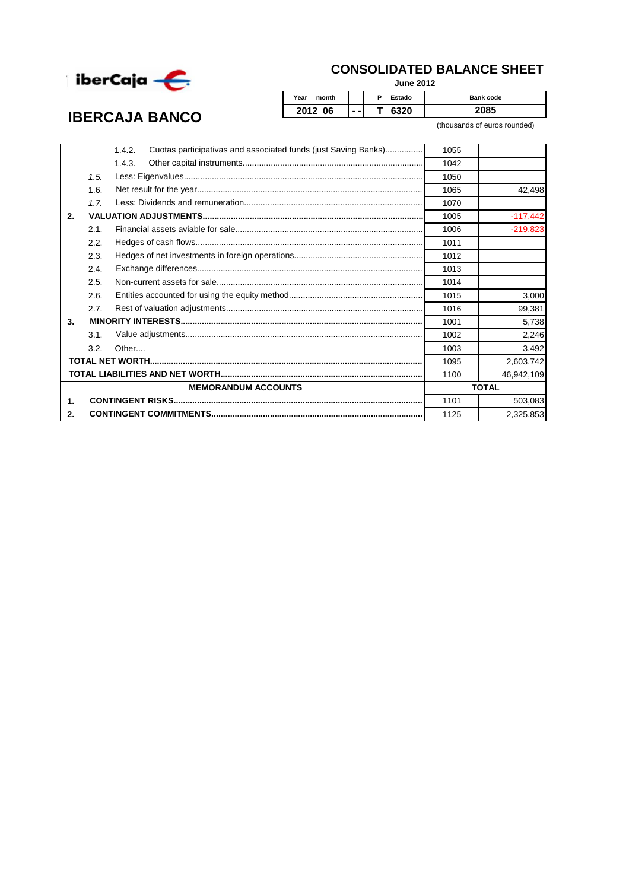# CONSOLIDATED BALANCE SHEET

**June 2012**

# IBERCAJA BANCO

| Year month | | P Estado | Bank code |
|---|---|---|---|
| 2012 06 | - - | T 6320 | 2085 |

(thousands of euros rounded)

| | | |
|---|---|---|
| 1.4.2. Cuotas participativas and associated funds (just Saving Banks) | 1055 | |
| 1.4.3. Other capital instruments | 1042 | |
| 1.5. Less: Eigenvalues | 1050 | |
| 1.6. Net result for the year | 1065 | 42,498 |
| 1.7. Less: Dividends and remuneration | 1070 | |
| **2. VALUATION ADJUSTMENTS** | 1005 | -117,442 |
| 2.1. Financial assets aviable for sale | 1006 | -219,823 |
| 2.2. Hedges of cash flows | 1011 | |
| 2.3. Hedges of net investments in foreign operations | 1012 | |
| 2.4. Exchange differences | 1013 | |
| 2.5. Non-current assets for sale | 1014 | |
| 2.6. Entities accounted for using the equity method | 1015 | 3,000 |
| 2.7. Rest of valuation adjustments | 1016 | 99,381 |
| **3. MINORITY INTERESTS** | 1001 | 5,738 |
| 3.1. Value adjustments | 1002 | 2,246 |
| 3.2. Other.... | 1003 | 3,492 |
| **TOTAL NET WORTH** | 1095 | 2,603,742 |
| **TOTAL LIABILITIES AND NET WORTH** | 1100 | 46,942,109 |
| **MEMORANDUM ACCOUNTS** | | **TOTAL** |
| **1. CONTINGENT RISKS** | 1101 | 503,083 |
| **2. CONTINGENT COMMITMENTS** | 1125 | 2,325,853 |